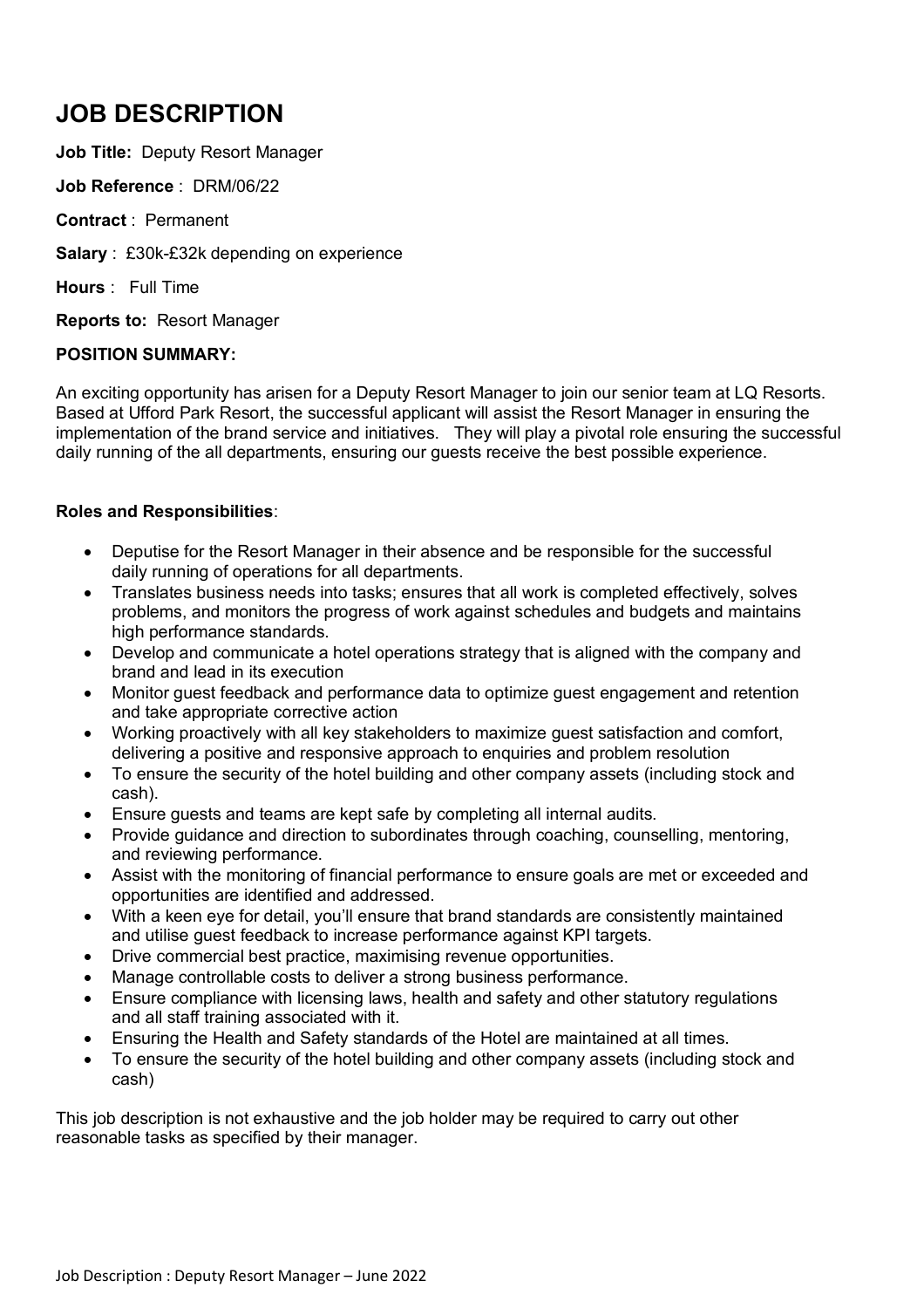# JOB DESCRIPTION

**Job Title:** Deputy Resort Manager

**Job Reference** : DRM/06/22

**Contract** : Permanent

**Salary** : £30k-£32k depending on experience

**Hours** : Full Time

**Reports to:** Resort Manager

**POSITION SUMMARY:**

An exciting opportunity has arisen for a Deputy Resort Manager to join our senior team at LQ Resorts. Based at Ufford Park Resort, the successful applicant will assist the Resort Manager in ensuring the implementation of the brand service and initiatives. They will play a pivotal role ensuring the successful daily running of the all departments, ensuring our guests receive the best possible experience.

**Roles and Responsibilities**:

- Deputise for the Resort Manager in their absence and be responsible for the successful daily running of operations for all departments.
- Translates business needs into tasks; ensures that all work is completed effectively, solves problems, and monitors the progress of work against schedules and budgets and maintains high performance standards.
- Develop and communicate a hotel operations strategy that is aligned with the company and brand and lead in its execution
- Monitor guest feedback and performance data to optimize guest engagement and retention and take appropriate corrective action
- Working proactively with all key stakeholders to maximize guest satisfaction and comfort, delivering a positive and responsive approach to enquiries and problem resolution
- To ensure the security of the hotel building and other company assets (including stock and cash).
- Ensure guests and teams are kept safe by completing all internal audits.
- Provide guidance and direction to subordinates through coaching, counselling, mentoring, and reviewing performance.
- Assist with the monitoring of financial performance to ensure goals are met or exceeded and opportunities are identified and addressed.
- With a keen eye for detail, you'll ensure that brand standards are consistently maintained and utilise guest feedback to increase performance against KPI targets.
- Drive commercial best practice, maximising revenue opportunities.
- Manage controllable costs to deliver a strong business performance.
- Ensure compliance with licensing laws, health and safety and other statutory regulations and all staff training associated with it.
- Ensuring the Health and Safety standards of the Hotel are maintained at all times.
- To ensure the security of the hotel building and other company assets (including stock and cash)

This job description is not exhaustive and the job holder may be required to carry out other reasonable tasks as specified by their manager.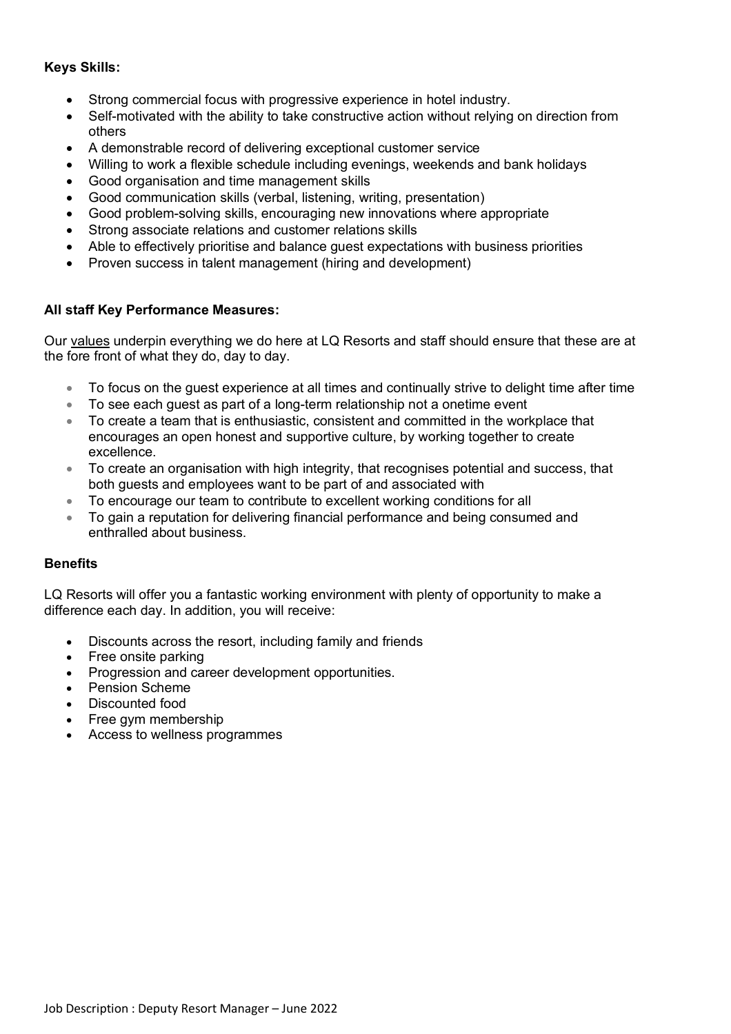**Keys Skills:**

- Strong commercial focus with progressive experience in hotel industry.
- Self-motivated with the ability to take constructive action without relying on direction from others
- A demonstrable record of delivering exceptional customer service
- Willing to work a flexible schedule including evenings, weekends and bank holidays
- Good organisation and time management skills
- Good communication skills (verbal, listening, writing, presentation)
- Good problem-solving skills, encouraging new innovations where appropriate
- Strong associate relations and customer relations skills
- Able to effectively prioritise and balance guest expectations with business priorities
- Proven success in talent management (hiring and development)

**All staff Key Performance Measures:**

Our values underpin everything we do here at LQ Resorts and staff should ensure that these are at the fore front of what they do, day to day.

- To focus on the guest experience at all times and continually strive to delight time after time
- To see each guest as part of a long-term relationship not a onetime event
- To create a team that is enthusiastic, consistent and committed in the workplace that encourages an open honest and supportive culture, by working together to create excellence.
- To create an organisation with high integrity, that recognises potential and success, that both guests and employees want to be part of and associated with
- To encourage our team to contribute to excellent working conditions for all
- To gain a reputation for delivering financial performance and being consumed and enthralled about business.

**Benefits**

LQ Resorts will offer you a fantastic working environment with plenty of opportunity to make a difference each day. In addition, you will receive:

- Discounts across the resort, including family and friends
- Free onsite parking
- Progression and career development opportunities.
- Pension Scheme
- Discounted food
- Free gym membership
- Access to wellness programmes